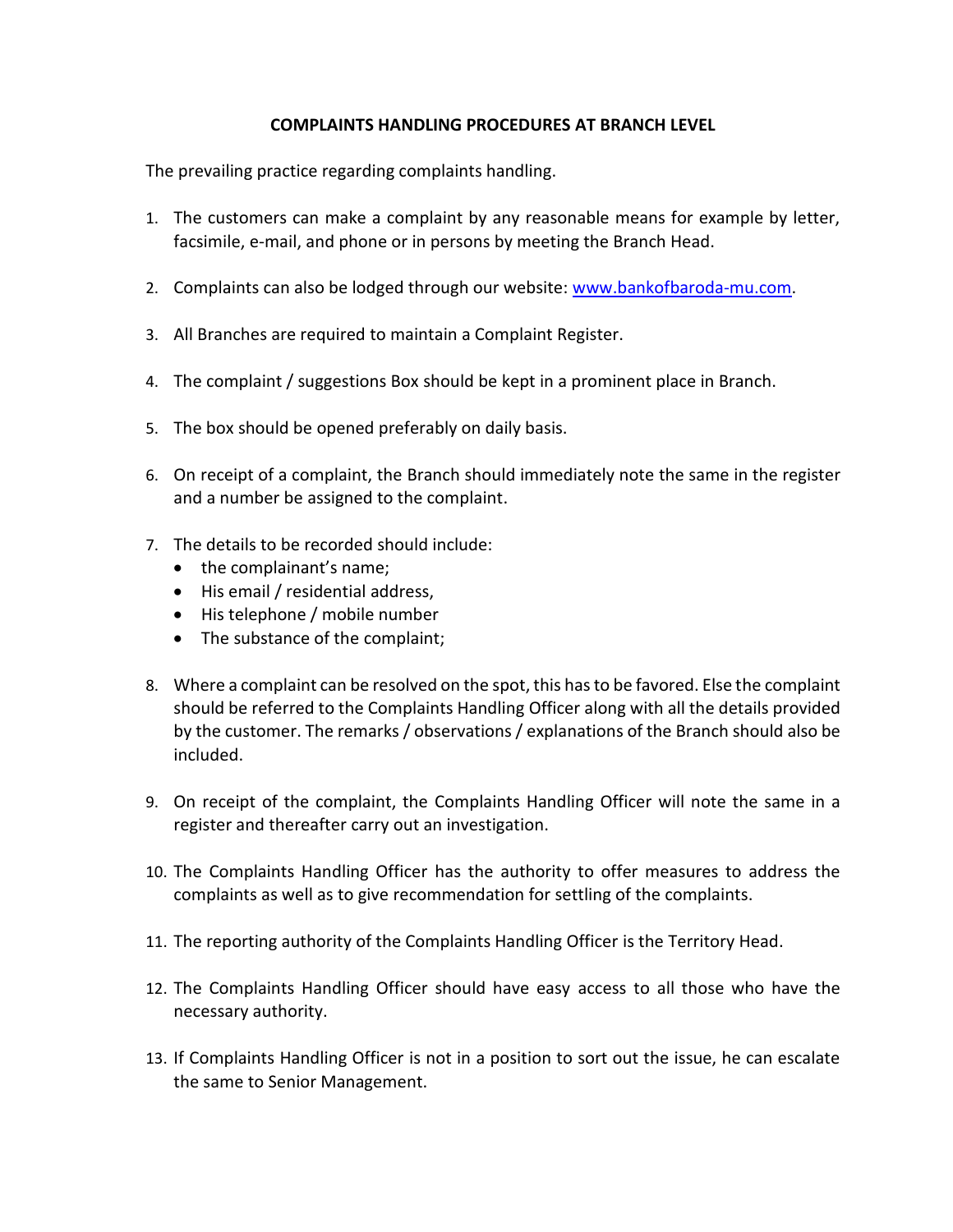# COMPLAINTS HANDLING PROCEDURES AT BRANCH LEVEL

The prevailing practice regarding complaints handling.

1. The customers can make a complaint by any reasonable means for example by letter, facsimile, e-mail, and phone or in persons by meeting the Branch Head.

2. Complaints can also be lodged through our website: [www.bankofbaroda-mu.com](www.bankofbaroda-mu.com).

3. All Branches are required to maintain a Complaint Register.

4. The complaint / suggestions Box should be kept in a prominent place in Branch.

5. The box should be opened preferably on daily basis.

6. On receipt of a complaint, the Branch should immediately note the same in the register and a number be assigned to the complaint.

7. The details to be recorded should include:
   - the complainant's name;
   - His email / residential address,
   - His telephone / mobile number
   - The substance of the complaint;

8. Where a complaint can be resolved on the spot, this has to be favored. Else the complaint should be referred to the Complaints Handling Officer along with all the details provided by the customer. The remarks / observations / explanations of the Branch should also be included.

9. On receipt of the complaint, the Complaints Handling Officer will note the same in a register and thereafter carry out an investigation.

10. The Complaints Handling Officer has the authority to offer measures to address the complaints as well as to give recommendation for settling of the complaints.

11. The reporting authority of the Complaints Handling Officer is the Territory Head.

12. The Complaints Handling Officer should have easy access to all those who have the necessary authority.

13. If Complaints Handling Officer is not in a position to sort out the issue, he can escalate the same to Senior Management.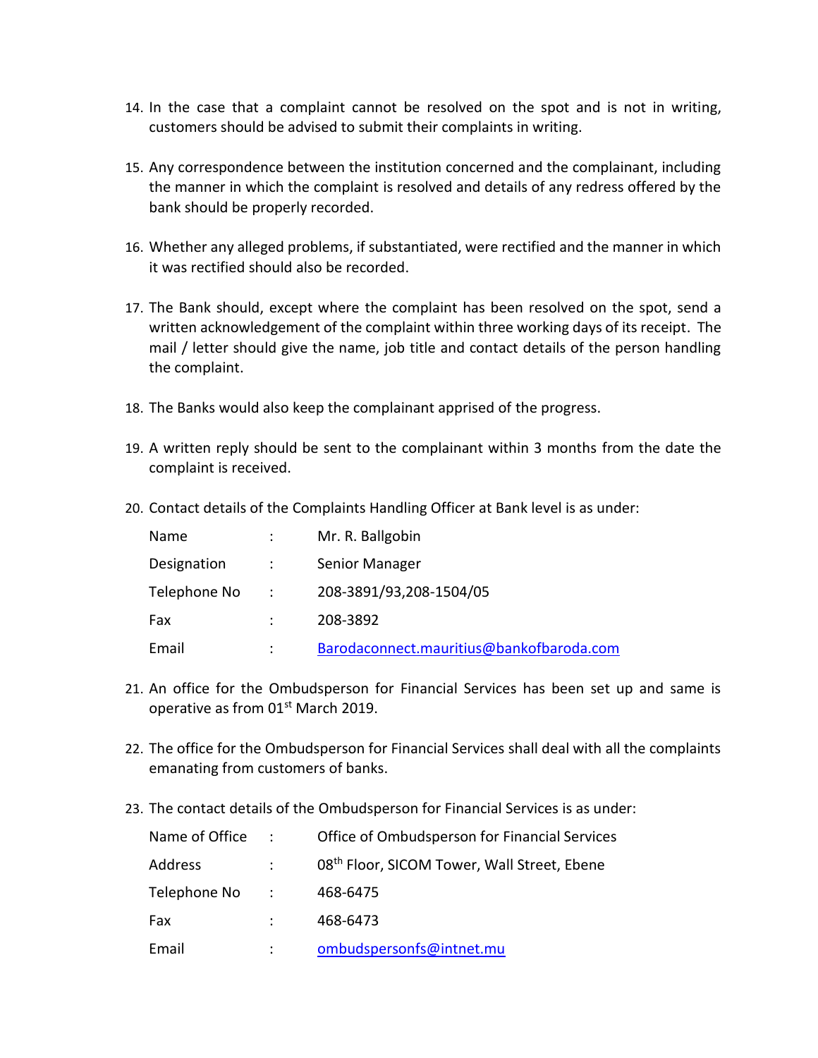14. In the case that a complaint cannot be resolved on the spot and is not in writing, customers should be advised to submit their complaints in writing.

15. Any correspondence between the institution concerned and the complainant, including the manner in which the complaint is resolved and details of any redress offered by the bank should be properly recorded.

16. Whether any alleged problems, if substantiated, were rectified and the manner in which it was rectified should also be recorded.

17. The Bank should, except where the complaint has been resolved on the spot, send a written acknowledgement of the complaint within three working days of its receipt. The mail / letter should give the name, job title and contact details of the person handling the complaint.

18. The Banks would also keep the complainant apprised of the progress.

19. A written reply should be sent to the complainant within 3 months from the date the complaint is received.

20. Contact details of the Complaints Handling Officer at Bank level is as under:

| | | |
|---|---|---|
| Name | : | Mr. R. Ballgobin |
| Designation | : | Senior Manager |
| Telephone No | : | 208-3891/93,208-1504/05 |
| Fax | : | 208-3892 |
| Email | : | Barodaconnect.mauritius@bankofbaroda.com |

21. An office for the Ombudsperson for Financial Services has been set up and same is operative as from 01st March 2019.

22. The office for the Ombudsperson for Financial Services shall deal with all the complaints emanating from customers of banks.

23. The contact details of the Ombudsperson for Financial Services is as under:

| | | |
|---|---|---|
| Name of Office | : | Office of Ombudsperson for Financial Services |
| Address | : | 08th Floor, SICOM Tower, Wall Street, Ebene |
| Telephone No | : | 468-6475 |
| Fax | : | 468-6473 |
| Email | : | ombudspersonfs@intnet.mu |